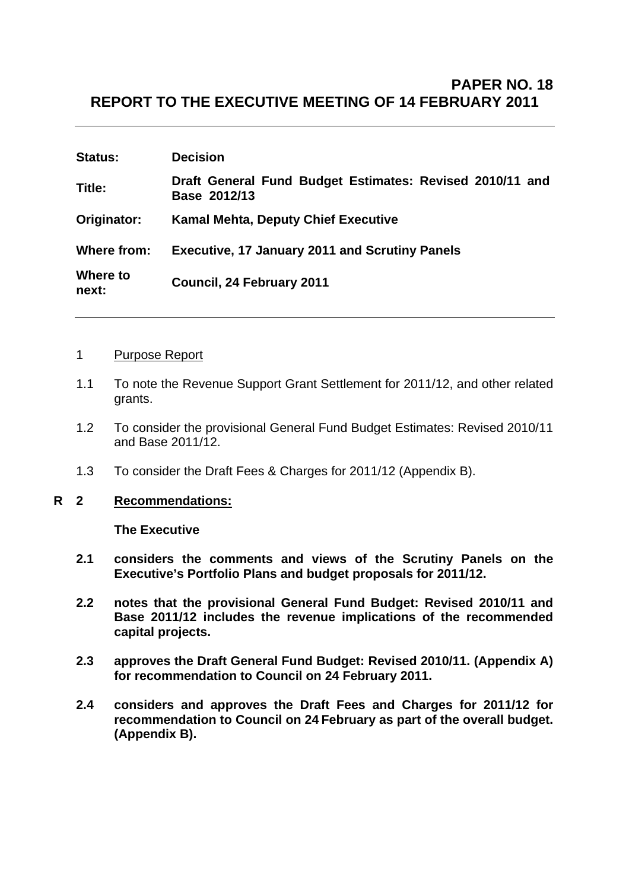**PAPER NO. 18**

# REPORT TO THE EXECUTIVE MEETING OF 14 FEBRUARY 2011

| | |
|---|---|
| **Status:** | **Decision** |
| **Title:** | **Draft General Fund Budget Estimates: Revised 2010/11 and Base 2012/13** |
| **Originator:** | **Kamal Mehta, Deputy Chief Executive** |
| **Where from:** | **Executive, 17 January 2011 and Scrutiny Panels** |
| **Where to next:** | **Council, 24 February 2011** |

1 Purpose Report

1.1 To note the Revenue Support Grant Settlement for 2011/12, and other related grants.

1.2 To consider the provisional General Fund Budget Estimates: Revised 2010/11 and Base 2011/12.

1.3 To consider the Draft Fees & Charges for 2011/12 (Appendix B).

**R 2 Recommendations:**

**The Executive**

**2.1 considers the comments and views of the Scrutiny Panels on the Executive's Portfolio Plans and budget proposals for 2011/12.**

**2.2 notes that the provisional General Fund Budget: Revised 2010/11 and Base 2011/12 includes the revenue implications of the recommended capital projects.**

**2.3 approves the Draft General Fund Budget: Revised 2010/11. (Appendix A) for recommendation to Council on 24 February 2011.**

**2.4 considers and approves the Draft Fees and Charges for 2011/12 for recommendation to Council on 24 February as part of the overall budget. (Appendix B).**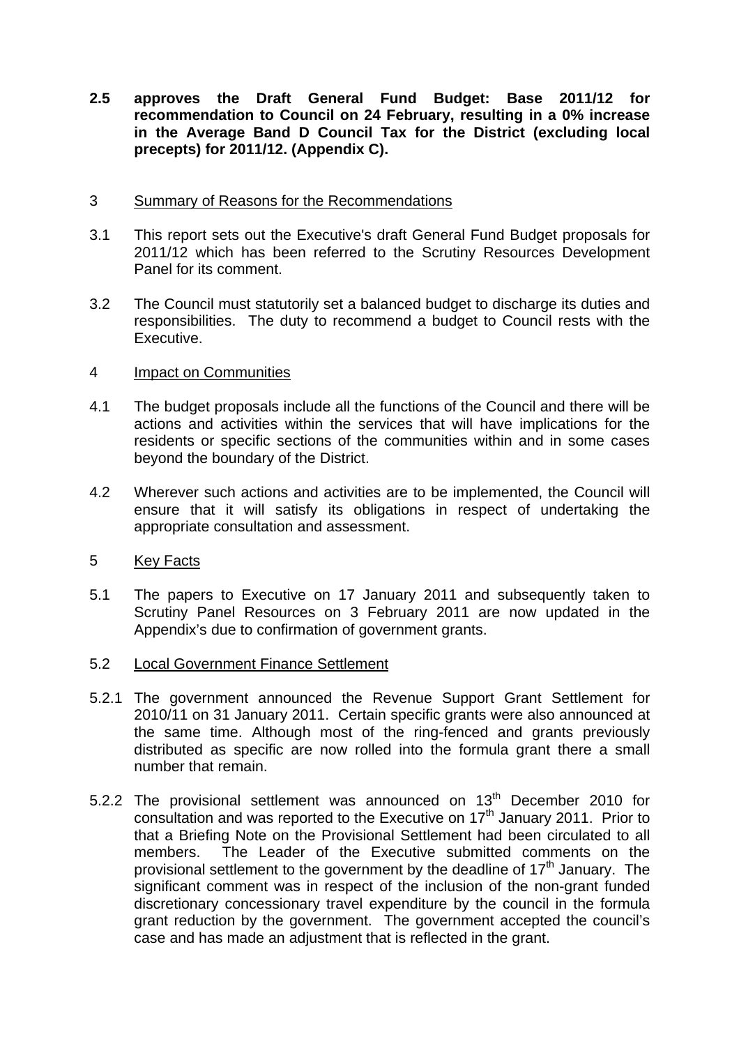**2.5 approves the Draft General Fund Budget: Base 2011/12 for recommendation to Council on 24 February, resulting in a 0% increase in the Average Band D Council Tax for the District (excluding local precepts) for 2011/12. (Appendix C).**

3 Summary of Reasons for the Recommendations

3.1 This report sets out the Executive's draft General Fund Budget proposals for 2011/12 which has been referred to the Scrutiny Resources Development Panel for its comment.

3.2 The Council must statutorily set a balanced budget to discharge its duties and responsibilities. The duty to recommend a budget to Council rests with the Executive.

4 Impact on Communities

4.1 The budget proposals include all the functions of the Council and there will be actions and activities within the services that will have implications for the residents or specific sections of the communities within and in some cases beyond the boundary of the District.

4.2 Wherever such actions and activities are to be implemented, the Council will ensure that it will satisfy its obligations in respect of undertaking the appropriate consultation and assessment.

5 Key Facts

5.1 The papers to Executive on 17 January 2011 and subsequently taken to Scrutiny Panel Resources on 3 February 2011 are now updated in the Appendix's due to confirmation of government grants.

5.2 Local Government Finance Settlement

5.2.1 The government announced the Revenue Support Grant Settlement for 2010/11 on 31 January 2011. Certain specific grants were also announced at the same time. Although most of the ring-fenced and grants previously distributed as specific are now rolled into the formula grant there a small number that remain.

5.2.2 The provisional settlement was announced on 13th December 2010 for consultation and was reported to the Executive on 17th January 2011. Prior to that a Briefing Note on the Provisional Settlement had been circulated to all members. The Leader of the Executive submitted comments on the provisional settlement to the government by the deadline of 17th January. The significant comment was in respect of the inclusion of the non-grant funded discretionary concessionary travel expenditure by the council in the formula grant reduction by the government. The government accepted the council's case and has made an adjustment that is reflected in the grant.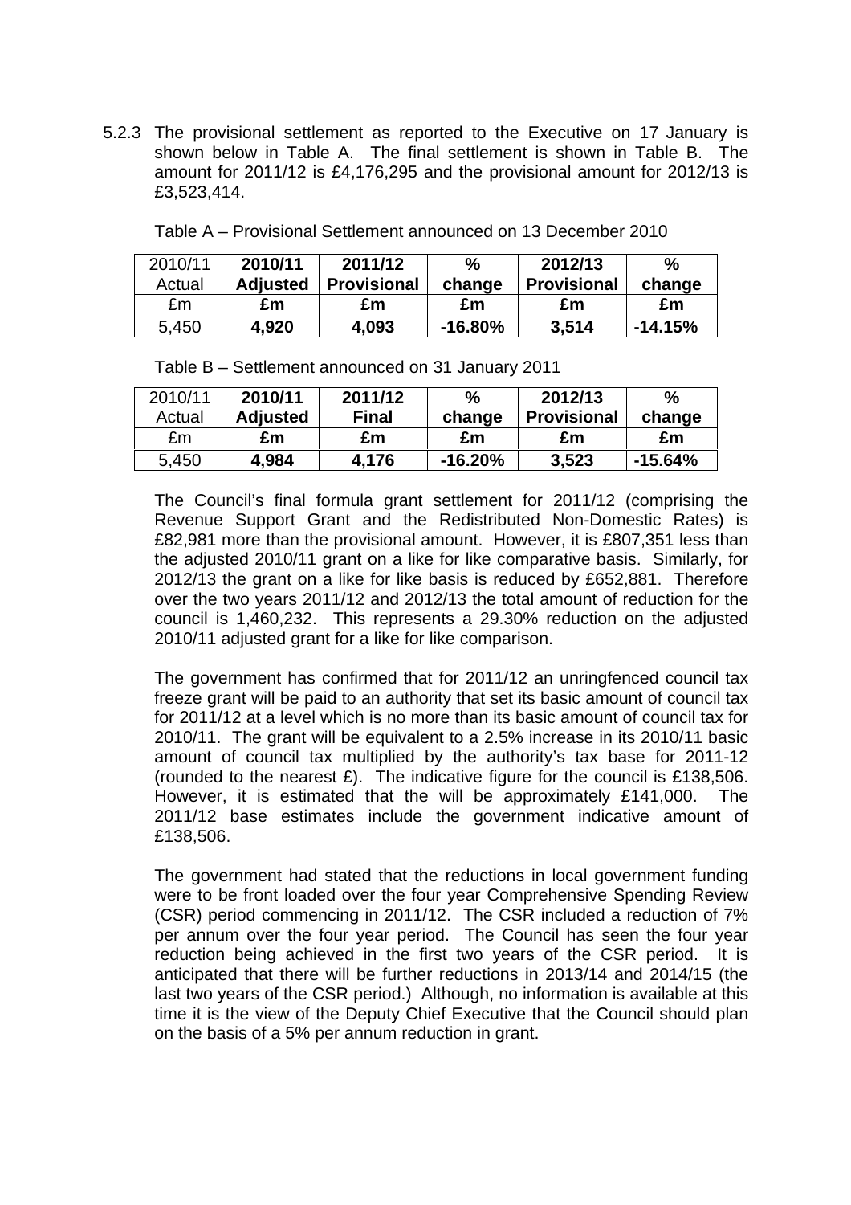5.2.3 The provisional settlement as reported to the Executive on 17 January is shown below in Table A. The final settlement is shown in Table B. The amount for 2011/12 is £4,176,295 and the provisional amount for 2012/13 is £3,523,414.

Table A – Provisional Settlement announced on 13 December 2010

| 2010/11 Actual | **2010/11 Adjusted** | **2011/12 Provisional** | **% change** | **2012/13 Provisional** | **% change** |
|---|---|---|---|---|---|
| £m | **£m** | **£m** | **£m** | **£m** | **£m** |
| 5,450 | **4,920** | **4,093** | **-16.80%** | **3,514** | **-14.15%** |

Table B – Settlement announced on 31 January 2011

| 2010/11 Actual | **2010/11 Adjusted** | **2011/12 Final** | **% change** | **2012/13 Provisional** | **% change** |
|---|---|---|---|---|---|
| £m | **£m** | **£m** | **£m** | **£m** | **£m** |
| 5,450 | **4,984** | **4,176** | **-16.20%** | **3,523** | **-15.64%** |

The Council's final formula grant settlement for 2011/12 (comprising the Revenue Support Grant and the Redistributed Non-Domestic Rates) is £82,981 more than the provisional amount. However, it is £807,351 less than the adjusted 2010/11 grant on a like for like comparative basis. Similarly, for 2012/13 the grant on a like for like basis is reduced by £652,881. Therefore over the two years 2011/12 and 2012/13 the total amount of reduction for the council is 1,460,232. This represents a 29.30% reduction on the adjusted 2010/11 adjusted grant for a like for like comparison.

The government has confirmed that for 2011/12 an unringfenced council tax freeze grant will be paid to an authority that set its basic amount of council tax for 2011/12 at a level which is no more than its basic amount of council tax for 2010/11. The grant will be equivalent to a 2.5% increase in its 2010/11 basic amount of council tax multiplied by the authority's tax base for 2011-12 (rounded to the nearest £). The indicative figure for the council is £138,506. However, it is estimated that the will be approximately £141,000. The 2011/12 base estimates include the government indicative amount of £138,506.

The government had stated that the reductions in local government funding were to be front loaded over the four year Comprehensive Spending Review (CSR) period commencing in 2011/12. The CSR included a reduction of 7% per annum over the four year period. The Council has seen the four year reduction being achieved in the first two years of the CSR period. It is anticipated that there will be further reductions in 2013/14 and 2014/15 (the last two years of the CSR period.) Although, no information is available at this time it is the view of the Deputy Chief Executive that the Council should plan on the basis of a 5% per annum reduction in grant.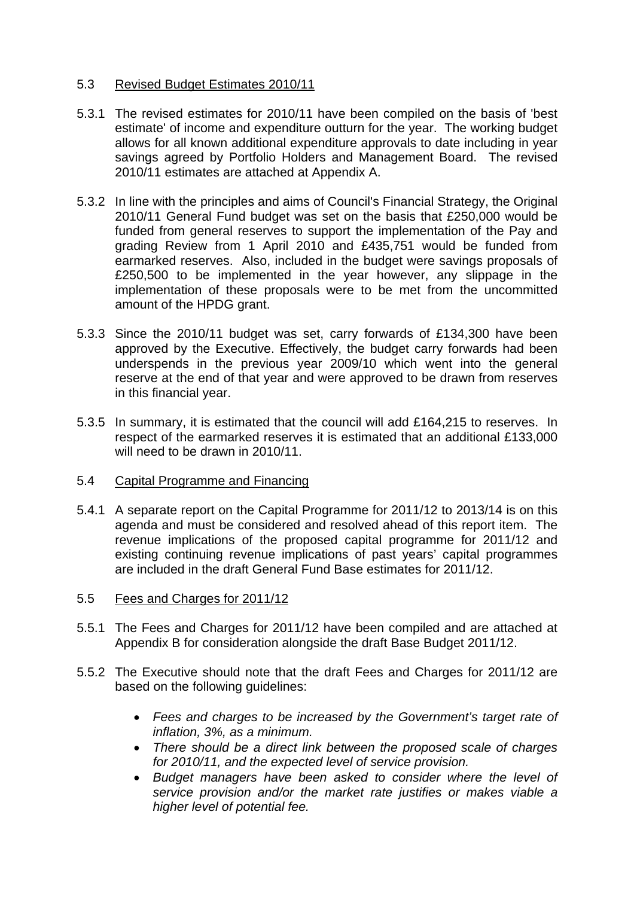### 5.3 Revised Budget Estimates 2010/11

5.3.1 The revised estimates for 2010/11 have been compiled on the basis of 'best estimate' of income and expenditure outturn for the year. The working budget allows for all known additional expenditure approvals to date including in year savings agreed by Portfolio Holders and Management Board. The revised 2010/11 estimates are attached at Appendix A.

5.3.2 In line with the principles and aims of Council's Financial Strategy, the Original 2010/11 General Fund budget was set on the basis that £250,000 would be funded from general reserves to support the implementation of the Pay and grading Review from 1 April 2010 and £435,751 would be funded from earmarked reserves. Also, included in the budget were savings proposals of £250,500 to be implemented in the year however, any slippage in the implementation of these proposals were to be met from the uncommitted amount of the HPDG grant.

5.3.3 Since the 2010/11 budget was set, carry forwards of £134,300 have been approved by the Executive. Effectively, the budget carry forwards had been underspends in the previous year 2009/10 which went into the general reserve at the end of that year and were approved to be drawn from reserves in this financial year.

5.3.5 In summary, it is estimated that the council will add £164,215 to reserves. In respect of the earmarked reserves it is estimated that an additional £133,000 will need to be drawn in 2010/11.

### 5.4 Capital Programme and Financing

5.4.1 A separate report on the Capital Programme for 2011/12 to 2013/14 is on this agenda and must be considered and resolved ahead of this report item. The revenue implications of the proposed capital programme for 2011/12 and existing continuing revenue implications of past years' capital programmes are included in the draft General Fund Base estimates for 2011/12.

### 5.5 Fees and Charges for 2011/12

5.5.1 The Fees and Charges for 2011/12 have been compiled and are attached at Appendix B for consideration alongside the draft Base Budget 2011/12.

5.5.2 The Executive should note that the draft Fees and Charges for 2011/12 are based on the following guidelines:

- *Fees and charges to be increased by the Government's target rate of inflation, 3%, as a minimum.*
- *There should be a direct link between the proposed scale of charges for 2010/11, and the expected level of service provision.*
- *Budget managers have been asked to consider where the level of service provision and/or the market rate justifies or makes viable a higher level of potential fee.*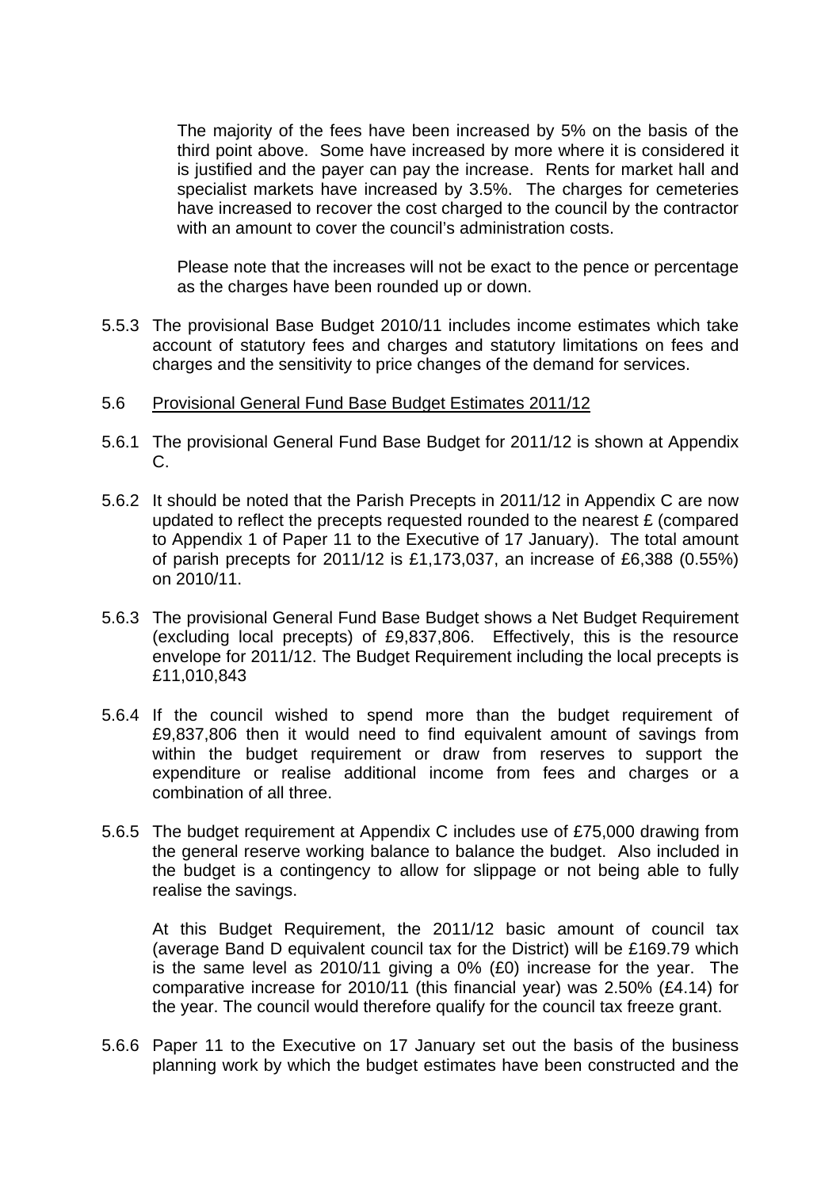The majority of the fees have been increased by 5% on the basis of the third point above. Some have increased by more where it is considered it is justified and the payer can pay the increase. Rents for market hall and specialist markets have increased by 3.5%. The charges for cemeteries have increased to recover the cost charged to the council by the contractor with an amount to cover the council's administration costs.

Please note that the increases will not be exact to the pence or percentage as the charges have been rounded up or down.

5.5.3 The provisional Base Budget 2010/11 includes income estimates which take account of statutory fees and charges and statutory limitations on fees and charges and the sensitivity to price changes of the demand for services.

5.6 Provisional General Fund Base Budget Estimates 2011/12

5.6.1 The provisional General Fund Base Budget for 2011/12 is shown at Appendix C.

5.6.2 It should be noted that the Parish Precepts in 2011/12 in Appendix C are now updated to reflect the precepts requested rounded to the nearest £ (compared to Appendix 1 of Paper 11 to the Executive of 17 January). The total amount of parish precepts for 2011/12 is £1,173,037, an increase of £6,388 (0.55%) on 2010/11.

5.6.3 The provisional General Fund Base Budget shows a Net Budget Requirement (excluding local precepts) of £9,837,806. Effectively, this is the resource envelope for 2011/12. The Budget Requirement including the local precepts is £11,010,843

5.6.4 If the council wished to spend more than the budget requirement of £9,837,806 then it would need to find equivalent amount of savings from within the budget requirement or draw from reserves to support the expenditure or realise additional income from fees and charges or a combination of all three.

5.6.5 The budget requirement at Appendix C includes use of £75,000 drawing from the general reserve working balance to balance the budget. Also included in the budget is a contingency to allow for slippage or not being able to fully realise the savings.

At this Budget Requirement, the 2011/12 basic amount of council tax (average Band D equivalent council tax for the District) will be £169.79 which is the same level as 2010/11 giving a 0% (£0) increase for the year. The comparative increase for 2010/11 (this financial year) was 2.50% (£4.14) for the year. The council would therefore qualify for the council tax freeze grant.

5.6.6 Paper 11 to the Executive on 17 January set out the basis of the business planning work by which the budget estimates have been constructed and the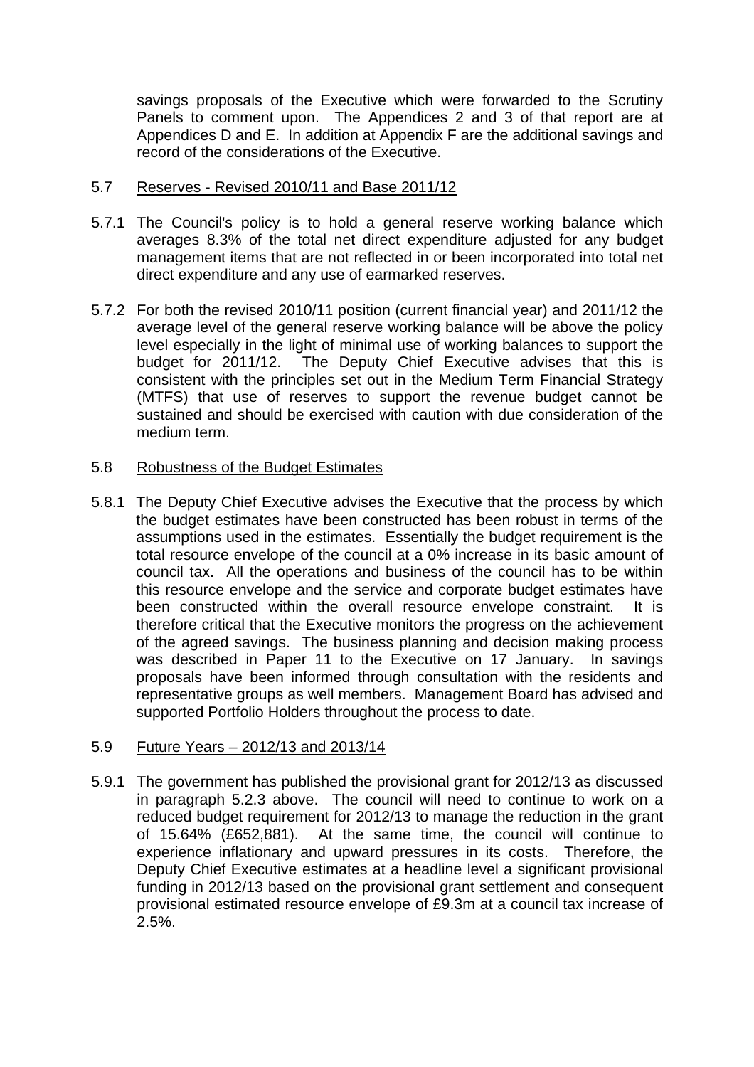savings proposals of the Executive which were forwarded to the Scrutiny Panels to comment upon. The Appendices 2 and 3 of that report are at Appendices D and E. In addition at Appendix F are the additional savings and record of the considerations of the Executive.

5.7 Reserves - Revised 2010/11 and Base 2011/12

5.7.1 The Council's policy is to hold a general reserve working balance which averages 8.3% of the total net direct expenditure adjusted for any budget management items that are not reflected in or been incorporated into total net direct expenditure and any use of earmarked reserves.

5.7.2 For both the revised 2010/11 position (current financial year) and 2011/12 the average level of the general reserve working balance will be above the policy level especially in the light of minimal use of working balances to support the budget for 2011/12. The Deputy Chief Executive advises that this is consistent with the principles set out in the Medium Term Financial Strategy (MTFS) that use of reserves to support the revenue budget cannot be sustained and should be exercised with caution with due consideration of the medium term.

5.8 Robustness of the Budget Estimates

5.8.1 The Deputy Chief Executive advises the Executive that the process by which the budget estimates have been constructed has been robust in terms of the assumptions used in the estimates. Essentially the budget requirement is the total resource envelope of the council at a 0% increase in its basic amount of council tax. All the operations and business of the council has to be within this resource envelope and the service and corporate budget estimates have been constructed within the overall resource envelope constraint. It is therefore critical that the Executive monitors the progress on the achievement of the agreed savings. The business planning and decision making process was described in Paper 11 to the Executive on 17 January. In savings proposals have been informed through consultation with the residents and representative groups as well members. Management Board has advised and supported Portfolio Holders throughout the process to date.

5.9 Future Years – 2012/13 and 2013/14

5.9.1 The government has published the provisional grant for 2012/13 as discussed in paragraph 5.2.3 above. The council will need to continue to work on a reduced budget requirement for 2012/13 to manage the reduction in the grant of 15.64% (£652,881). At the same time, the council will continue to experience inflationary and upward pressures in its costs. Therefore, the Deputy Chief Executive estimates at a headline level a significant provisional funding in 2012/13 based on the provisional grant settlement and consequent provisional estimated resource envelope of £9.3m at a council tax increase of 2.5%.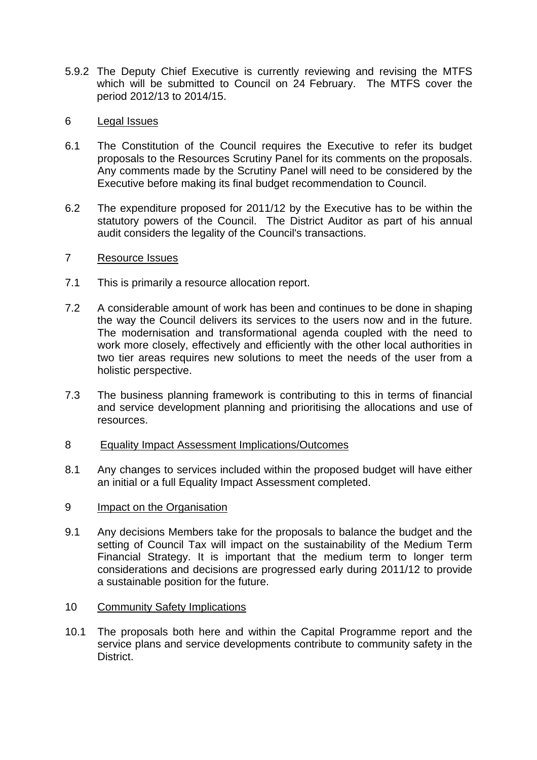5.9.2 The Deputy Chief Executive is currently reviewing and revising the MTFS which will be submitted to Council on 24 February. The MTFS cover the period 2012/13 to 2014/15.

## 6 Legal Issues

6.1 The Constitution of the Council requires the Executive to refer its budget proposals to the Resources Scrutiny Panel for its comments on the proposals. Any comments made by the Scrutiny Panel will need to be considered by the Executive before making its final budget recommendation to Council.

6.2 The expenditure proposed for 2011/12 by the Executive has to be within the statutory powers of the Council. The District Auditor as part of his annual audit considers the legality of the Council's transactions.

## 7 Resource Issues

7.1 This is primarily a resource allocation report.

7.2 A considerable amount of work has been and continues to be done in shaping the way the Council delivers its services to the users now and in the future. The modernisation and transformational agenda coupled with the need to work more closely, effectively and efficiently with the other local authorities in two tier areas requires new solutions to meet the needs of the user from a holistic perspective.

7.3 The business planning framework is contributing to this in terms of financial and service development planning and prioritising the allocations and use of resources.

## 8 Equality Impact Assessment Implications/Outcomes

8.1 Any changes to services included within the proposed budget will have either an initial or a full Equality Impact Assessment completed.

## 9 Impact on the Organisation

9.1 Any decisions Members take for the proposals to balance the budget and the setting of Council Tax will impact on the sustainability of the Medium Term Financial Strategy. It is important that the medium term to longer term considerations and decisions are progressed early during 2011/12 to provide a sustainable position for the future.

## 10 Community Safety Implications

10.1 The proposals both here and within the Capital Programme report and the service plans and service developments contribute to community safety in the District.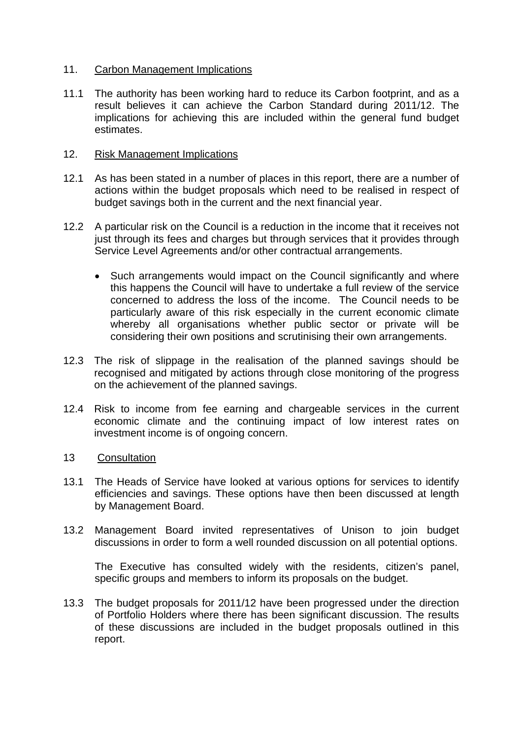## 11. Carbon Management Implications

11.1 The authority has been working hard to reduce its Carbon footprint, and as a result believes it can achieve the Carbon Standard during 2011/12. The implications for achieving this are included within the general fund budget estimates.

## 12. Risk Management Implications

12.1 As has been stated in a number of places in this report, there are a number of actions within the budget proposals which need to be realised in respect of budget savings both in the current and the next financial year.

12.2 A particular risk on the Council is a reduction in the income that it receives not just through its fees and charges but through services that it provides through Service Level Agreements and/or other contractual arrangements.

- Such arrangements would impact on the Council significantly and where this happens the Council will have to undertake a full review of the service concerned to address the loss of the income. The Council needs to be particularly aware of this risk especially in the current economic climate whereby all organisations whether public sector or private will be considering their own positions and scrutinising their own arrangements.

12.3 The risk of slippage in the realisation of the planned savings should be recognised and mitigated by actions through close monitoring of the progress on the achievement of the planned savings.

12.4 Risk to income from fee earning and chargeable services in the current economic climate and the continuing impact of low interest rates on investment income is of ongoing concern.

## 13 Consultation

13.1 The Heads of Service have looked at various options for services to identify efficiencies and savings. These options have then been discussed at length by Management Board.

13.2 Management Board invited representatives of Unison to join budget discussions in order to form a well rounded discussion on all potential options.

The Executive has consulted widely with the residents, citizen's panel, specific groups and members to inform its proposals on the budget.

13.3 The budget proposals for 2011/12 have been progressed under the direction of Portfolio Holders where there has been significant discussion. The results of these discussions are included in the budget proposals outlined in this report.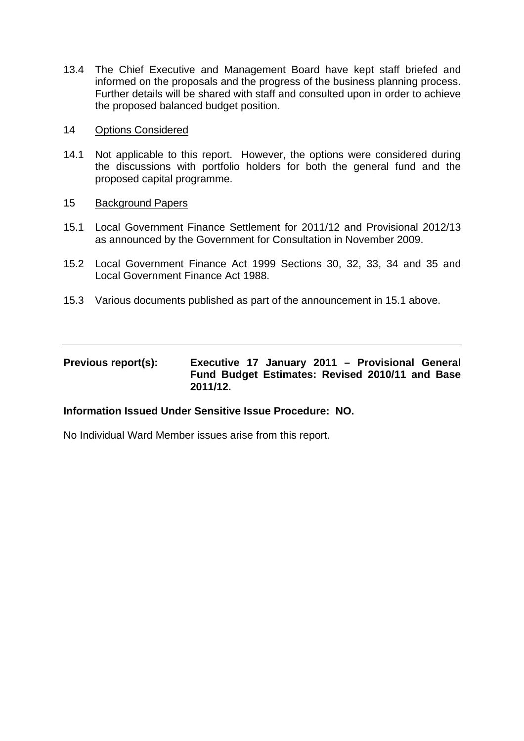13.4 The Chief Executive and Management Board have kept staff briefed and informed on the proposals and the progress of the business planning process. Further details will be shared with staff and consulted upon in order to achieve the proposed balanced budget position.

## 14 Options Considered

14.1 Not applicable to this report. However, the options were considered during the discussions with portfolio holders for both the general fund and the proposed capital programme.

## 15 Background Papers

15.1 Local Government Finance Settlement for 2011/12 and Provisional 2012/13 as announced by the Government for Consultation in November 2009.

15.2 Local Government Finance Act 1999 Sections 30, 32, 33, 34 and 35 and Local Government Finance Act 1988.

15.3 Various documents published as part of the announcement in 15.1 above.

---

**Previous report(s):** **Executive 17 January 2011 – Provisional General Fund Budget Estimates: Revised 2010/11 and Base 2011/12.**

**Information Issued Under Sensitive Issue Procedure: NO.**

No Individual Ward Member issues arise from this report.